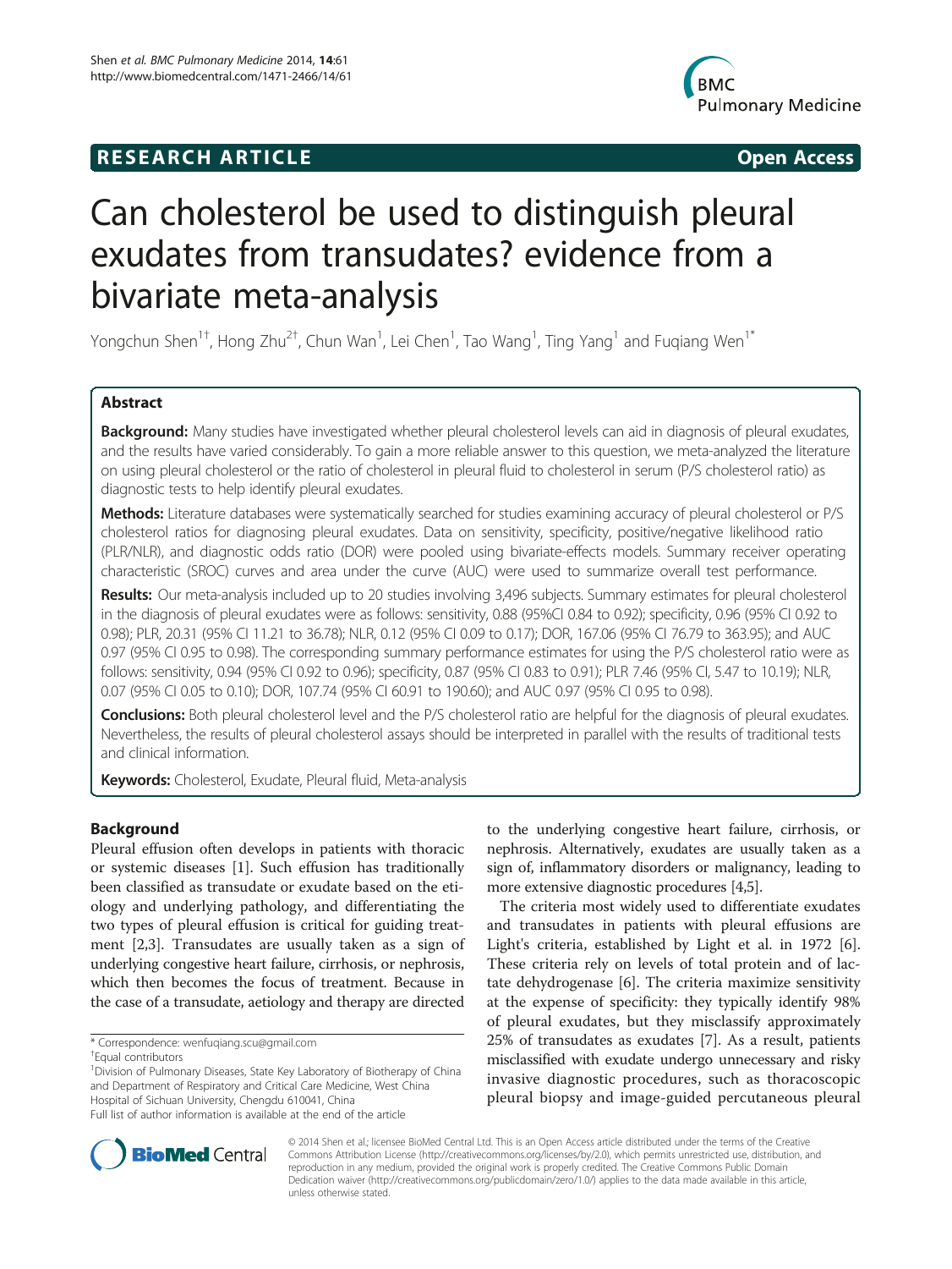**RESEARCH ARTICLE** **Open Access**

# Can cholesterol be used to distinguish pleural exudates from transudates? evidence from a bivariate meta-analysis

Yongchun Shen[1†], Hong Zhu[2†], Chun Wan[1], Lei Chen[1], Tao Wang[1], Ting Yang[1] and Fuqiang Wen[1*]

## Abstract

**Background:** Many studies have investigated whether pleural cholesterol levels can aid in diagnosis of pleural exudates, and the results have varied considerably. To gain a more reliable answer to this question, we meta-analyzed the literature on using pleural cholesterol or the ratio of cholesterol in pleural fluid to cholesterol in serum (P/S cholesterol ratio) as diagnostic tests to help identify pleural exudates.

**Methods:** Literature databases were systematically searched for studies examining accuracy of pleural cholesterol or P/S cholesterol ratios for diagnosing pleural exudates. Data on sensitivity, specificity, positive/negative likelihood ratio (PLR/NLR), and diagnostic odds ratio (DOR) were pooled using bivariate-effects models. Summary receiver operating characteristic (SROC) curves and area under the curve (AUC) were used to summarize overall test performance.

**Results:** Our meta-analysis included up to 20 studies involving 3,496 subjects. Summary estimates for pleural cholesterol in the diagnosis of pleural exudates were as follows: sensitivity, 0.88 (95%CI 0.84 to 0.92); specificity, 0.96 (95% CI 0.92 to 0.98); PLR, 20.31 (95% CI 11.21 to 36.78); NLR, 0.12 (95% CI 0.09 to 0.17); DOR, 167.06 (95% CI 76.79 to 363.95); and AUC 0.97 (95% CI 0.95 to 0.98). The corresponding summary performance estimates for using the P/S cholesterol ratio were as follows: sensitivity, 0.94 (95% CI 0.92 to 0.96); specificity, 0.87 (95% CI 0.83 to 0.91); PLR 7.46 (95% CI, 5.47 to 10.19); NLR, 0.07 (95% CI 0.05 to 0.10); DOR, 107.74 (95% CI 60.91 to 190.60); and AUC 0.97 (95% CI 0.95 to 0.98).

**Conclusions:** Both pleural cholesterol level and the P/S cholesterol ratio are helpful for the diagnosis of pleural exudates. Nevertheless, the results of pleural cholesterol assays should be interpreted in parallel with the results of traditional tests and clinical information.

**Keywords:** Cholesterol, Exudate, Pleural fluid, Meta-analysis

## Background

Pleural effusion often develops in patients with thoracic or systemic diseases [1]. Such effusion has traditionally been classified as transudate or exudate based on the etiology and underlying pathology, and differentiating the two types of pleural effusion is critical for guiding treatment [2,3]. Transudates are usually taken as a sign of underlying congestive heart failure, cirrhosis, or nephrosis, which then becomes the focus of treatment. Because in the case of a transudate, aetiology and therapy are directed to the underlying congestive heart failure, cirrhosis, or nephrosis. Alternatively, exudates are usually taken as a sign of, inflammatory disorders or malignancy, leading to more extensive diagnostic procedures [4,5].

The criteria most widely used to differentiate exudates and transudates in patients with pleural effusions are Light's criteria, established by Light et al. in 1972 [6]. These criteria rely on levels of total protein and of lactate dehydrogenase [6]. The criteria maximize sensitivity at the expense of specificity: they typically identify 98% of pleural exudates, but they misclassify approximately 25% of transudates as exudates [7]. As a result, patients misclassified with exudate undergo unnecessary and risky invasive diagnostic procedures, such as thoracoscopic pleural biopsy and image-guided percutaneous pleural

\* Correspondence: wenfuqiang.scu@gmail.com
†Equal contributors
[1]Division of Pulmonary Diseases, State Key Laboratory of Biotherapy of China and Department of Respiratory and Critical Care Medicine, West China Hospital of Sichuan University, Chengdu 610041, China
Full list of author information is available at the end of the article

© 2014 Shen et al.; licensee BioMed Central Ltd. This is an Open Access article distributed under the terms of the Creative Commons Attribution License (http://creativecommons.org/licenses/by/2.0), which permits unrestricted use, distribution, and reproduction in any medium, provided the original work is properly credited. The Creative Commons Public Domain Dedication waiver (http://creativecommons.org/publicdomain/zero/1.0/) applies to the data made available in this article, unless otherwise stated.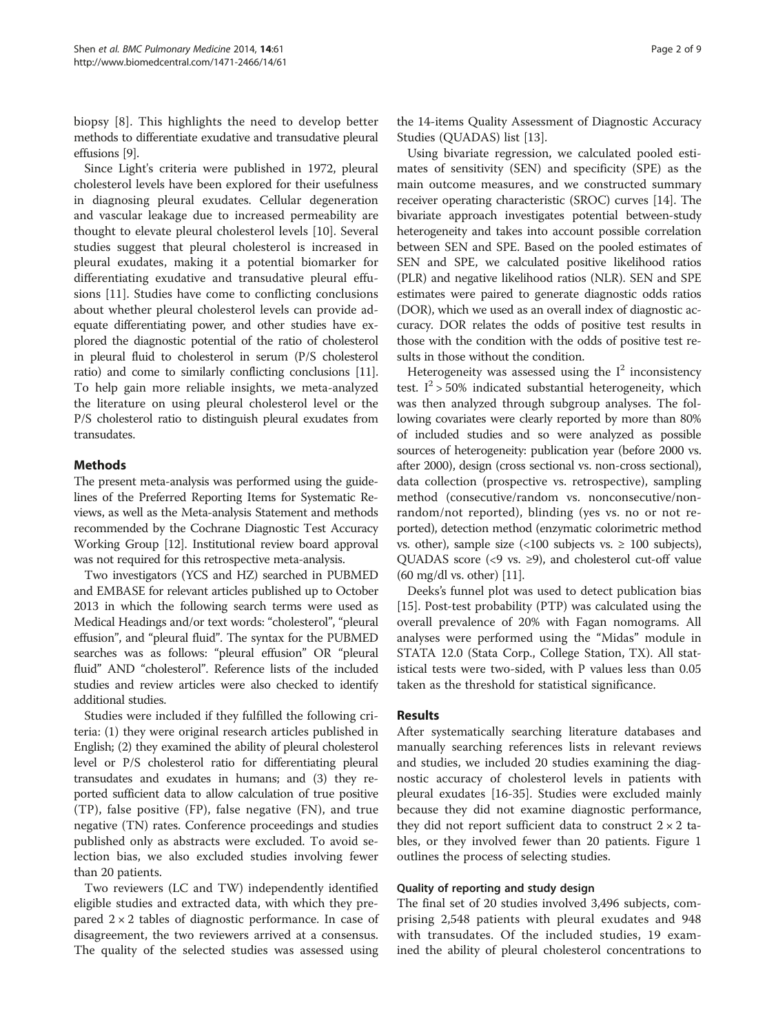biopsy [8]. This highlights the need to develop better methods to differentiate exudative and transudative pleural effusions [9].

Since Light's criteria were published in 1972, pleural cholesterol levels have been explored for their usefulness in diagnosing pleural exudates. Cellular degeneration and vascular leakage due to increased permeability are thought to elevate pleural cholesterol levels [10]. Several studies suggest that pleural cholesterol is increased in pleural exudates, making it a potential biomarker for differentiating exudative and transudative pleural effusions [11]. Studies have come to conflicting conclusions about whether pleural cholesterol levels can provide adequate differentiating power, and other studies have explored the diagnostic potential of the ratio of cholesterol in pleural fluid to cholesterol in serum (P/S cholesterol ratio) and come to similarly conflicting conclusions [11]. To help gain more reliable insights, we meta-analyzed the literature on using pleural cholesterol level or the P/S cholesterol ratio to distinguish pleural exudates from transudates.

## Methods

The present meta-analysis was performed using the guidelines of the Preferred Reporting Items for Systematic Reviews, as well as the Meta-analysis Statement and methods recommended by the Cochrane Diagnostic Test Accuracy Working Group [12]. Institutional review board approval was not required for this retrospective meta-analysis.

Two investigators (YCS and HZ) searched in PUBMED and EMBASE for relevant articles published up to October 2013 in which the following search terms were used as Medical Headings and/or text words: "cholesterol", "pleural effusion", and "pleural fluid". The syntax for the PUBMED searches was as follows: "pleural effusion" OR "pleural fluid" AND "cholesterol". Reference lists of the included studies and review articles were also checked to identify additional studies.

Studies were included if they fulfilled the following criteria: (1) they were original research articles published in English; (2) they examined the ability of pleural cholesterol level or P/S cholesterol ratio for differentiating pleural transudates and exudates in humans; and (3) they reported sufficient data to allow calculation of true positive (TP), false positive (FP), false negative (FN), and true negative (TN) rates. Conference proceedings and studies published only as abstracts were excluded. To avoid selection bias, we also excluded studies involving fewer than 20 patients.

Two reviewers (LC and TW) independently identified eligible studies and extracted data, with which they prepared $2 \times 2$ tables of diagnostic performance. In case of disagreement, the two reviewers arrived at a consensus. The quality of the selected studies was assessed using the 14-items Quality Assessment of Diagnostic Accuracy Studies (QUADAS) list [13].

Using bivariate regression, we calculated pooled estimates of sensitivity (SEN) and specificity (SPE) as the main outcome measures, and we constructed summary receiver operating characteristic (SROC) curves [14]. The bivariate approach investigates potential between-study heterogeneity and takes into account possible correlation between SEN and SPE. Based on the pooled estimates of SEN and SPE, we calculated positive likelihood ratios (PLR) and negative likelihood ratios (NLR). SEN and SPE estimates were paired to generate diagnostic odds ratios (DOR), which we used as an overall index of diagnostic accuracy. DOR relates the odds of positive test results in those with the condition with the odds of positive test results in those without the condition.

Heterogeneity was assessed using the $I^2$ inconsistency test. $I^2 > 50\%$ indicated substantial heterogeneity, which was then analyzed through subgroup analyses. The following covariates were clearly reported by more than 80% of included studies and so were analyzed as possible sources of heterogeneity: publication year (before 2000 vs. after 2000), design (cross sectional vs. non-cross sectional), data collection (prospective vs. retrospective), sampling method (consecutive/random vs. nonconsecutive/non-random/not reported), blinding (yes vs. no or not reported), detection method (enzymatic colorimetric method vs. other), sample size (<100 subjects vs. ≥ 100 subjects), QUADAS score (<9 vs. ≥9), and cholesterol cut-off value (60 mg/dl vs. other) [11].

Deeks's funnel plot was used to detect publication bias [15]. Post-test probability (PTP) was calculated using the overall prevalence of 20% with Fagan nomograms. All analyses were performed using the "Midas" module in STATA 12.0 (Stata Corp., College Station, TX). All statistical tests were two-sided, with P values less than 0.05 taken as the threshold for statistical significance.

## Results

After systematically searching literature databases and manually searching references lists in relevant reviews and studies, we included 20 studies examining the diagnostic accuracy of cholesterol levels in patients with pleural exudates [16-35]. Studies were excluded mainly because they did not examine diagnostic performance, they did not report sufficient data to construct $2 \times 2$ tables, or they involved fewer than 20 patients. Figure 1 outlines the process of selecting studies.

### Quality of reporting and study design

The final set of 20 studies involved 3,496 subjects, comprising 2,548 patients with pleural exudates and 948 with transudates. Of the included studies, 19 examined the ability of pleural cholesterol concentrations to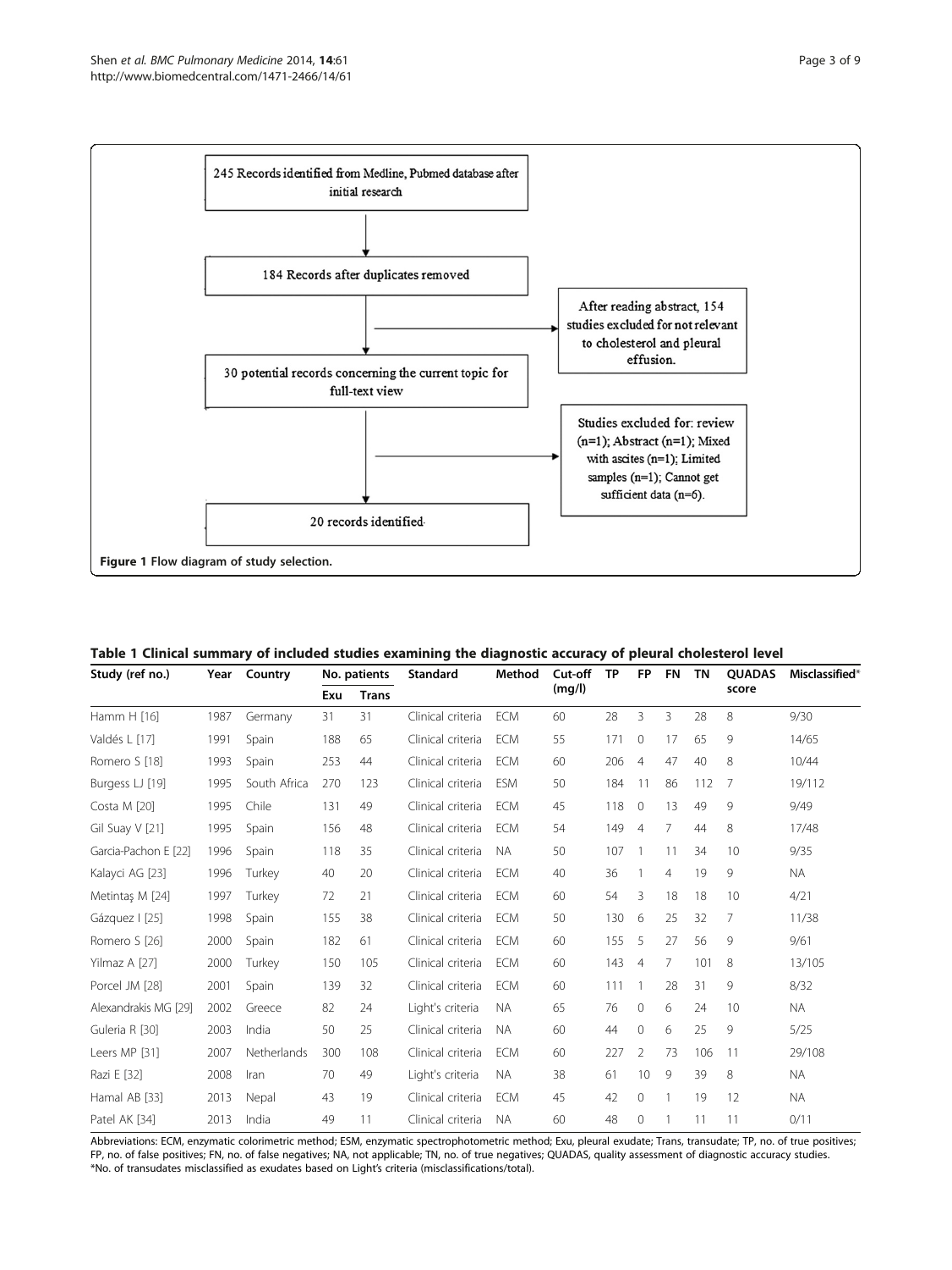245 Records identified from Medline, Pubmed database after initial research

184 Records after duplicates removed

After reading abstract, 154 studies excluded for not relevant to cholesterol and pleural effusion.

30 potential records concerning the current topic for full-text view

Studies excluded for: review (n=1); Abstract (n=1); Mixed with ascites (n=1); Limited samples (n=1); Cannot get sufficient data (n=6).

20 records identified

**Figure 1** Flow diagram of study selection.

**Table 1 Clinical summary of included studies examining the diagnostic accuracy of pleural cholesterol level**

| Study (ref no.) | Year | Country | No. patients | | Standard | Method | Cut-off (mg/l) | TP | FP | FN | TN | QUADAS score | Misclassified* |
|---|---|---|---|---|---|---|---|---|---|---|---|---|---|
| | | | Exu | Trans | | | | | | | | | |
| Hamm H [16] | 1987 | Germany | 31 | 31 | Clinical criteria | ECM | 60 | 28 | 3 | 3 | 28 | 8 | 9/30 |
| Valdés L [17] | 1991 | Spain | 188 | 65 | Clinical criteria | ECM | 55 | 171 | 0 | 17 | 65 | 9 | 14/65 |
| Romero S [18] | 1993 | Spain | 253 | 44 | Clinical criteria | ECM | 60 | 206 | 4 | 47 | 40 | 8 | 10/44 |
| Burgess LJ [19] | 1995 | South Africa | 270 | 123 | Clinical criteria | ESM | 50 | 184 | 11 | 86 | 112 | 7 | 19/112 |
| Costa M [20] | 1995 | Chile | 131 | 49 | Clinical criteria | ECM | 45 | 118 | 0 | 13 | 49 | 9 | 9/49 |
| Gil Suay V [21] | 1995 | Spain | 156 | 48 | Clinical criteria | ECM | 54 | 149 | 4 | 7 | 44 | 8 | 17/48 |
| Garcia-Pachon E [22] | 1996 | Spain | 118 | 35 | Clinical criteria | NA | 50 | 107 | 1 | 11 | 34 | 10 | 9/35 |
| Kalayci AG [23] | 1996 | Turkey | 40 | 20 | Clinical criteria | ECM | 40 | 36 | 1 | 4 | 19 | 9 | NA |
| Metintaş M [24] | 1997 | Turkey | 72 | 21 | Clinical criteria | ECM | 60 | 54 | 3 | 18 | 18 | 10 | 4/21 |
| Gázquez I [25] | 1998 | Spain | 155 | 38 | Clinical criteria | ECM | 50 | 130 | 6 | 25 | 32 | 7 | 11/38 |
| Romero S [26] | 2000 | Spain | 182 | 61 | Clinical criteria | ECM | 60 | 155 | 5 | 27 | 56 | 9 | 9/61 |
| Yilmaz A [27] | 2000 | Turkey | 150 | 105 | Clinical criteria | ECM | 60 | 143 | 4 | 7 | 101 | 8 | 13/105 |
| Porcel JM [28] | 2001 | Spain | 139 | 32 | Clinical criteria | ECM | 60 | 111 | 1 | 28 | 31 | 9 | 8/32 |
| Alexandrakis MG [29] | 2002 | Greece | 82 | 24 | Light's criteria | NA | 65 | 76 | 0 | 6 | 24 | 10 | NA |
| Guleria R [30] | 2003 | India | 50 | 25 | Clinical criteria | NA | 60 | 44 | 0 | 6 | 25 | 9 | 5/25 |
| Leers MP [31] | 2007 | Netherlands | 300 | 108 | Clinical criteria | ECM | 60 | 227 | 2 | 73 | 106 | 11 | 29/108 |
| Razi E [32] | 2008 | Iran | 70 | 49 | Light's criteria | NA | 38 | 61 | 10 | 9 | 39 | 8 | NA |
| Hamal AB [33] | 2013 | Nepal | 43 | 19 | Clinical criteria | ECM | 45 | 42 | 0 | 1 | 19 | 12 | NA |
| Patel AK [34] | 2013 | India | 49 | 11 | Clinical criteria | NA | 60 | 48 | 0 | 1 | 11 | 11 | 0/11 |

Abbreviations: ECM, enzymatic colorimetric method; ESM, enzymatic spectrophotometric method; Exu, pleural exudate; Trans, transudate; TP, no. of true positives; FP, no. of false positives; FN, no. of false negatives; NA, not applicable; TN, no. of true negatives; QUADAS, quality assessment of diagnostic accuracy studies.
*No. of transudates misclassified as exudates based on Light's criteria (misclassifications/total).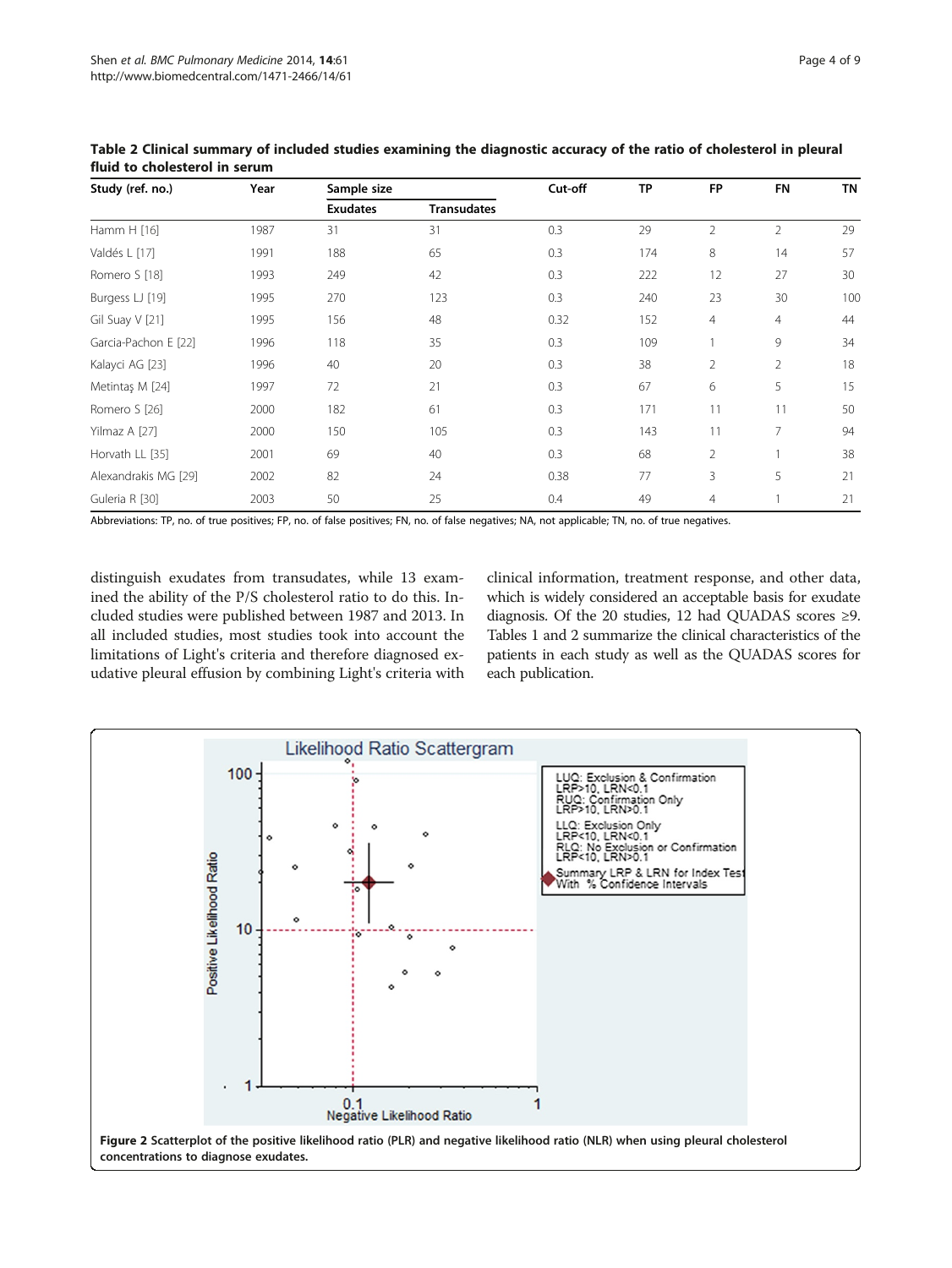**Table 2 Clinical summary of included studies examining the diagnostic accuracy of the ratio of cholesterol in pleural fluid to cholesterol in serum**

| Study (ref. no.) | Year | Sample size | | Cut-off | TP | FP | FN | TN |
|---|---|---|---|---|---|---|---|---|
| | | Exudates | Transudates | | | | | |
| Hamm H [16] | 1987 | 31 | 31 | 0.3 | 29 | 2 | 2 | 29 |
| Valdés L [17] | 1991 | 188 | 65 | 0.3 | 174 | 8 | 14 | 57 |
| Romero S [18] | 1993 | 249 | 42 | 0.3 | 222 | 12 | 27 | 30 |
| Burgess LJ [19] | 1995 | 270 | 123 | 0.3 | 240 | 23 | 30 | 100 |
| Gil Suay V [21] | 1995 | 156 | 48 | 0.32 | 152 | 4 | 4 | 44 |
| Garcia-Pachon E [22] | 1996 | 118 | 35 | 0.3 | 109 | 1 | 9 | 34 |
| Kalayci AG [23] | 1996 | 40 | 20 | 0.3 | 38 | 2 | 2 | 18 |
| Metintaş M [24] | 1997 | 72 | 21 | 0.3 | 67 | 6 | 5 | 15 |
| Romero S [26] | 2000 | 182 | 61 | 0.3 | 171 | 11 | 11 | 50 |
| Yilmaz A [27] | 2000 | 150 | 105 | 0.3 | 143 | 11 | 7 | 94 |
| Horvath LL [35] | 2001 | 69 | 40 | 0.3 | 68 | 2 | 1 | 38 |
| Alexandrakis MG [29] | 2002 | 82 | 24 | 0.38 | 77 | 3 | 5 | 21 |
| Guleria R [30] | 2003 | 50 | 25 | 0.4 | 49 | 4 | 1 | 21 |

Abbreviations: TP, no. of true positives; FP, no. of false positives; FN, no. of false negatives; NA, not applicable; TN, no. of true negatives.

distinguish exudates from transudates, while 13 examined the ability of the P/S cholesterol ratio to do this. Included studies were published between 1987 and 2013. In all included studies, most studies took into account the limitations of Light's criteria and therefore diagnosed exudative pleural effusion by combining Light's criteria with clinical information, treatment response, and other data, which is widely considered an acceptable basis for exudate diagnosis. Of the 20 studies, 12 had QUADAS scores ≥9. Tables 1 and 2 summarize the clinical characteristics of the patients in each study as well as the QUADAS scores for each publication.

**Figure 2** Scatterplot of the positive likelihood ratio (PLR) and negative likelihood ratio (NLR) when using pleural cholesterol concentrations to diagnose exudates.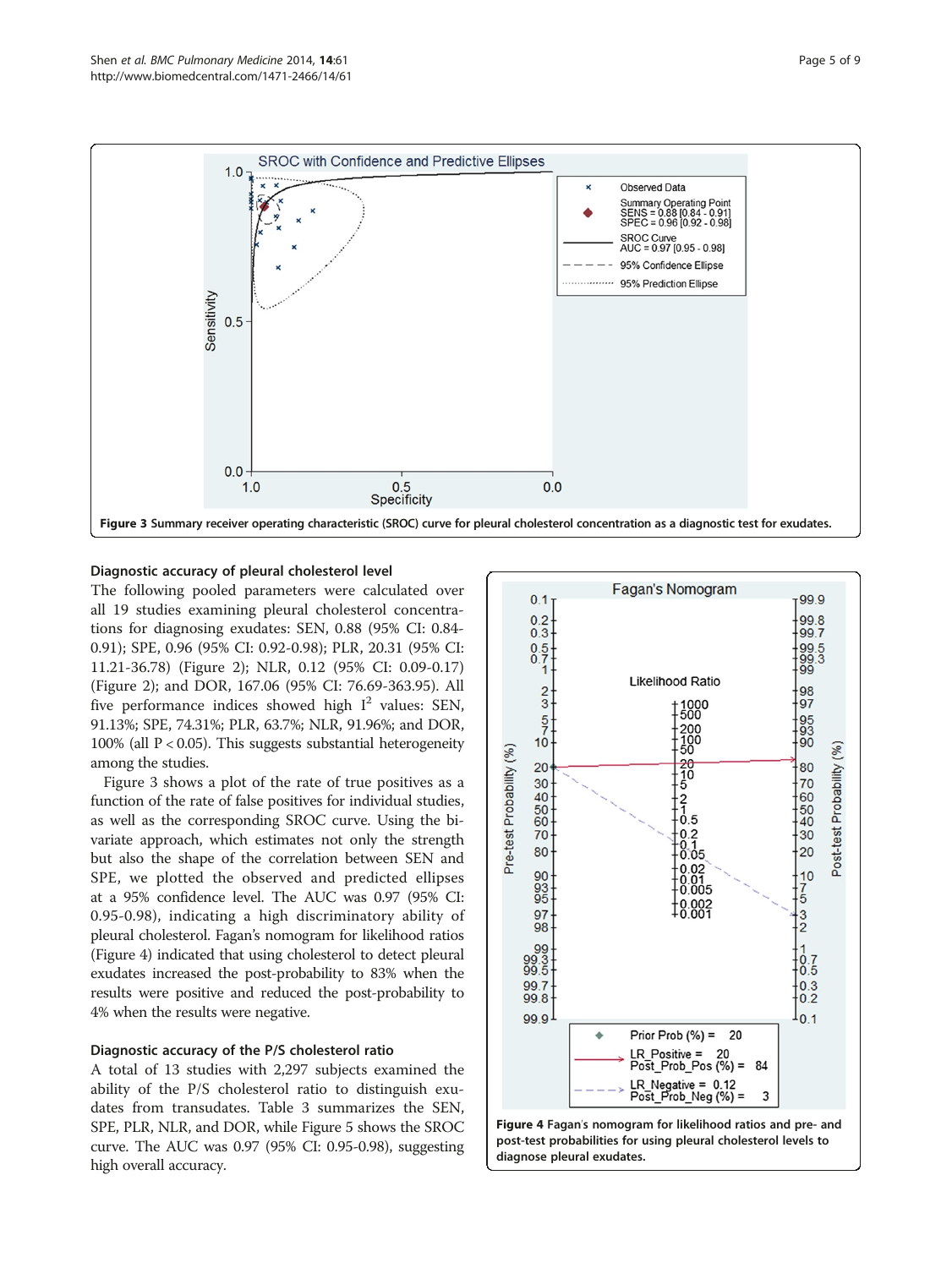Figure 3 Summary receiver operating characteristic (SROC) curve for pleural cholesterol concentration as a diagnostic test for exudates.

### Diagnostic accuracy of pleural cholesterol level

The following pooled parameters were calculated over all 19 studies examining pleural cholesterol concentrations for diagnosing exudates: SEN, 0.88 (95% CI: 0.84-0.91); SPE, 0.96 (95% CI: 0.92-0.98); PLR, 20.31 (95% CI: 11.21-36.78) (Figure 2); NLR, 0.12 (95% CI: 0.09-0.17) (Figure 2); and DOR, 167.06 (95% CI: 76.69-363.95). All five performance indices showed high $I^2$ values: SEN, 91.13%; SPE, 74.31%; PLR, 63.7%; NLR, 91.96%; and DOR, 100% (all $P < 0.05$). This suggests substantial heterogeneity among the studies.

Figure 3 shows a plot of the rate of true positives as a function of the rate of false positives for individual studies, as well as the corresponding SROC curve. Using the bivariate approach, which estimates not only the strength but also the shape of the correlation between SEN and SPE, we plotted the observed and predicted ellipses at a 95% confidence level. The AUC was 0.97 (95% CI: 0.95-0.98), indicating a high discriminatory ability of pleural cholesterol. Fagan's nomogram for likelihood ratios (Figure 4) indicated that using cholesterol to detect pleural exudates increased the post-probability to 83% when the results were positive and reduced the post-probability to 4% when the results were negative.

### Diagnostic accuracy of the P/S cholesterol ratio

A total of 13 studies with 2,297 subjects examined the ability of the P/S cholesterol ratio to distinguish exudates from transudates. Table 3 summarizes the SEN, SPE, PLR, NLR, and DOR, while Figure 5 shows the SROC curve. The AUC was 0.97 (95% CI: 0.95-0.98), suggesting high overall accuracy.

Figure 4 Fagan's nomogram for likelihood ratios and pre- and post-test probabilities for using pleural cholesterol levels to diagnose pleural exudates.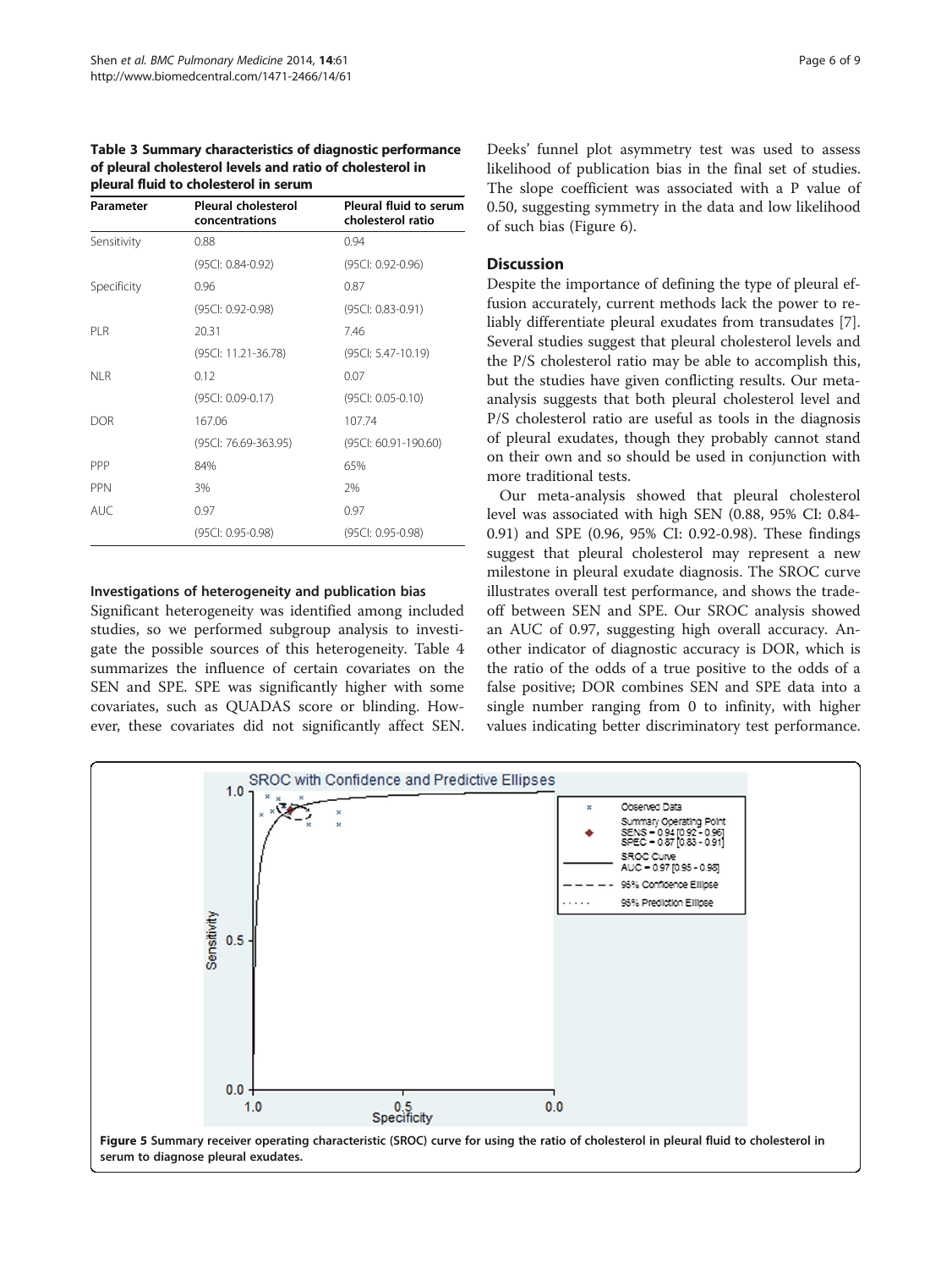**Table 3 Summary characteristics of diagnostic performance of pleural cholesterol levels and ratio of cholesterol in pleural fluid to cholesterol in serum**

| Parameter | Pleural cholesterol concentrations | Pleural fluid to serum cholesterol ratio |
|---|---|---|
| Sensitivity | 0.88 | 0.94 |
| | (95CI: 0.84-0.92) | (95CI: 0.92-0.96) |
| Specificity | 0.96 | 0.87 |
| | (95CI: 0.92-0.98) | (95CI: 0.83-0.91) |
| PLR | 20.31 | 7.46 |
| | (95CI: 11.21-36.78) | (95CI: 5.47-10.19) |
| NLR | 0.12 | 0.07 |
| | (95CI: 0.09-0.17) | (95CI: 0.05-0.10) |
| DOR | 167.06 | 107.74 |
| | (95CI: 76.69-363.95) | (95CI: 60.91-190.60) |
| PPP | 84% | 65% |
| PPN | 3% | 2% |
| AUC | 0.97 | 0.97 |
| | (95CI: 0.95-0.98) | (95CI: 0.95-0.98) |

#### Investigations of heterogeneity and publication bias

Significant heterogeneity was identified among included studies, so we performed subgroup analysis to investigate the possible sources of this heterogeneity. Table 4 summarizes the influence of certain covariates on the SEN and SPE. SPE was significantly higher with some covariates, such as QUADAS score or blinding. However, these covariates did not significantly affect SEN. Deeks' funnel plot asymmetry test was used to assess likelihood of publication bias in the final set of studies. The slope coefficient was associated with a P value of 0.50, suggesting symmetry in the data and low likelihood of such bias (Figure 6).

## Discussion

Despite the importance of defining the type of pleural effusion accurately, current methods lack the power to reliably differentiate pleural exudates from transudates [7]. Several studies suggest that pleural cholesterol levels and the P/S cholesterol ratio may be able to accomplish this, but the studies have given conflicting results. Our meta-analysis suggests that both pleural cholesterol level and P/S cholesterol ratio are useful as tools in the diagnosis of pleural exudates, though they probably cannot stand on their own and so should be used in conjunction with more traditional tests.

Our meta-analysis showed that pleural cholesterol level was associated with high SEN (0.88, 95% CI: 0.84-0.91) and SPE (0.96, 95% CI: 0.92-0.98). These findings suggest that pleural cholesterol may represent a new milestone in pleural exudate diagnosis. The SROC curve illustrates overall test performance, and shows the tradeoff between SEN and SPE. Our SROC analysis showed an AUC of 0.97, suggesting high overall accuracy. Another indicator of diagnostic accuracy is DOR, which is the ratio of the odds of a true positive to the odds of a false positive; DOR combines SEN and SPE data into a single number ranging from 0 to infinity, with higher values indicating better discriminatory test performance.

**Figure 5 Summary receiver operating characteristic (SROC) curve for using the ratio of cholesterol in pleural fluid to cholesterol in serum to diagnose pleural exudates.**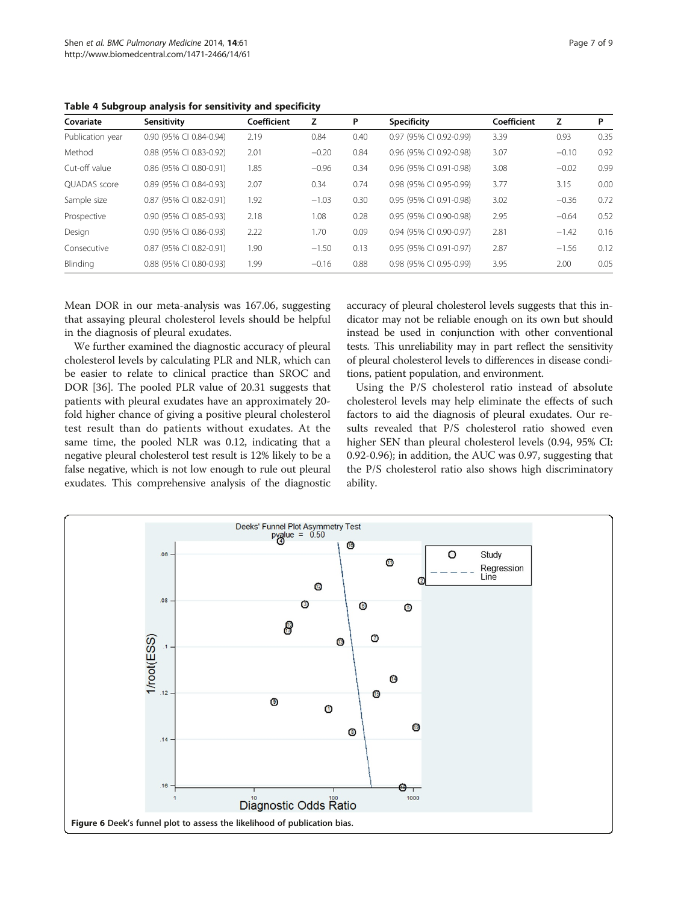**Table 4 Subgroup analysis for sensitivity and specificity**

| Covariate | Sensitivity | Coefficient | Z | P | Specificity | Coefficient | Z | P |
|---|---|---|---|---|---|---|---|---|
| Publication year | 0.90 (95% CI 0.84-0.94) | 2.19 | 0.84 | 0.40 | 0.97 (95% CI 0.92-0.99) | 3.39 | 0.93 | 0.35 |
| Method | 0.88 (95% CI 0.83-0.92) | 2.01 | −0.20 | 0.84 | 0.96 (95% CI 0.92-0.98) | 3.07 | −0.10 | 0.92 |
| Cut-off value | 0.86 (95% CI 0.80-0.91) | 1.85 | −0.96 | 0.34 | 0.96 (95% CI 0.91-0.98) | 3.08 | −0.02 | 0.99 |
| QUADAS score | 0.89 (95% CI 0.84-0.93) | 2.07 | 0.34 | 0.74 | 0.98 (95% CI 0.95-0.99) | 3.77 | 3.15 | 0.00 |
| Sample size | 0.87 (95% CI 0.82-0.91) | 1.92 | −1.03 | 0.30 | 0.95 (95% CI 0.91-0.98) | 3.02 | −0.36 | 0.72 |
| Prospective | 0.90 (95% CI 0.85-0.93) | 2.18 | 1.08 | 0.28 | 0.95 (95% CI 0.90-0.98) | 2.95 | −0.64 | 0.52 |
| Design | 0.90 (95% CI 0.86-0.93) | 2.22 | 1.70 | 0.09 | 0.94 (95% CI 0.90-0.97) | 2.81 | −1.42 | 0.16 |
| Consecutive | 0.87 (95% CI 0.82-0.91) | 1.90 | −1.50 | 0.13 | 0.95 (95% CI 0.91-0.97) | 2.87 | −1.56 | 0.12 |
| Blinding | 0.88 (95% CI 0.80-0.93) | 1.99 | −0.16 | 0.88 | 0.98 (95% CI 0.95-0.99) | 3.95 | 2.00 | 0.05 |

Mean DOR in our meta-analysis was 167.06, suggesting that assaying pleural cholesterol levels should be helpful in the diagnosis of pleural exudates.

We further examined the diagnostic accuracy of pleural cholesterol levels by calculating PLR and NLR, which can be easier to relate to clinical practice than SROC and DOR [36]. The pooled PLR value of 20.31 suggests that patients with pleural exudates have an approximately 20-fold higher chance of giving a positive pleural cholesterol test result than do patients without exudates. At the same time, the pooled NLR was 0.12, indicating that a negative pleural cholesterol test result is 12% likely to be a false negative, which is not low enough to rule out pleural exudates. This comprehensive analysis of the diagnostic accuracy of pleural cholesterol levels suggests that this indicator may not be reliable enough on its own but should instead be used in conjunction with other conventional tests. This unreliability may in part reflect the sensitivity of pleural cholesterol levels to differences in disease conditions, patient population, and environment.

Using the P/S cholesterol ratio instead of absolute cholesterol levels may help eliminate the effects of such factors to aid the diagnosis of pleural exudates. Our results revealed that P/S cholesterol ratio showed even higher SEN than pleural cholesterol levels (0.94, 95% CI: 0.92-0.96); in addition, the AUC was 0.97, suggesting that the P/S cholesterol ratio also shows high discriminatory ability.

**Figure 6** Deek's funnel plot to assess the likelihood of publication bias.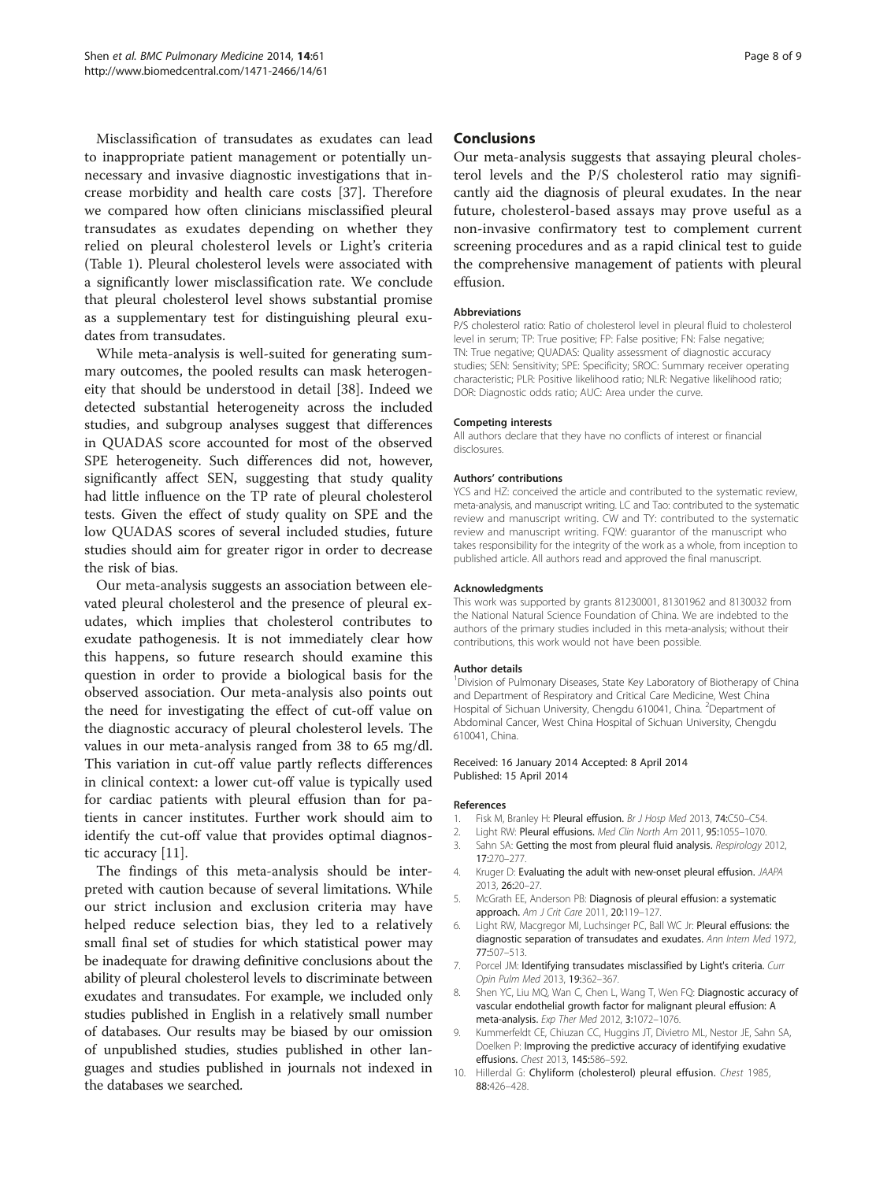Misclassification of transudates as exudates can lead to inappropriate patient management or potentially unnecessary and invasive diagnostic investigations that increase morbidity and health care costs [37]. Therefore we compared how often clinicians misclassified pleural transudates as exudates depending on whether they relied on pleural cholesterol levels or Light's criteria (Table 1). Pleural cholesterol levels were associated with a significantly lower misclassification rate. We conclude that pleural cholesterol level shows substantial promise as a supplementary test for distinguishing pleural exudates from transudates.

While meta-analysis is well-suited for generating summary outcomes, the pooled results can mask heterogeneity that should be understood in detail [38]. Indeed we detected substantial heterogeneity across the included studies, and subgroup analyses suggest that differences in QUADAS score accounted for most of the observed SPE heterogeneity. Such differences did not, however, significantly affect SEN, suggesting that study quality had little influence on the TP rate of pleural cholesterol tests. Given the effect of study quality on SPE and the low QUADAS scores of several included studies, future studies should aim for greater rigor in order to decrease the risk of bias.

Our meta-analysis suggests an association between elevated pleural cholesterol and the presence of pleural exudates, which implies that cholesterol contributes to exudate pathogenesis. It is not immediately clear how this happens, so future research should examine this question in order to provide a biological basis for the observed association. Our meta-analysis also points out the need for investigating the effect of cut-off value on the diagnostic accuracy of pleural cholesterol levels. The values in our meta-analysis ranged from 38 to 65 mg/dl. This variation in cut-off value partly reflects differences in clinical context: a lower cut-off value is typically used for cardiac patients with pleural effusion than for patients in cancer institutes. Further work should aim to identify the cut-off value that provides optimal diagnostic accuracy [11].

The findings of this meta-analysis should be interpreted with caution because of several limitations. While our strict inclusion and exclusion criteria may have helped reduce selection bias, they led to a relatively small final set of studies for which statistical power may be inadequate for drawing definitive conclusions about the ability of pleural cholesterol levels to discriminate between exudates and transudates. For example, we included only studies published in English in a relatively small number of databases. Our results may be biased by our omission of unpublished studies, studies published in other languages and studies published in journals not indexed in the databases we searched.

## Conclusions

Our meta-analysis suggests that assaying pleural cholesterol levels and the P/S cholesterol ratio may significantly aid the diagnosis of pleural exudates. In the near future, cholesterol-based assays may prove useful as a non-invasive confirmatory test to complement current screening procedures and as a rapid clinical test to guide the comprehensive management of patients with pleural effusion.

#### Abbreviations

P/S cholesterol ratio: Ratio of cholesterol level in pleural fluid to cholesterol level in serum; TP: True positive; FP: False positive; FN: False negative; TN: True negative; QUADAS: Quality assessment of diagnostic accuracy studies; SEN: Sensitivity; SPE: Specificity; SROC: Summary receiver operating characteristic; PLR: Positive likelihood ratio; NLR: Negative likelihood ratio; DOR: Diagnostic odds ratio; AUC: Area under the curve.

#### Competing interests

All authors declare that they have no conflicts of interest or financial disclosures.

#### Authors' contributions

YCS and HZ: conceived the article and contributed to the systematic review, meta-analysis, and manuscript writing. LC and Tao: contributed to the systematic review and manuscript writing. CW and TY: contributed to the systematic review and manuscript writing. FQW: guarantor of the manuscript who takes responsibility for the integrity of the work as a whole, from inception to published article. All authors read and approved the final manuscript.

#### Acknowledgments

This work was supported by grants 81230001, 81301962 and 8130032 from the National Natural Science Foundation of China. We are indebted to the authors of the primary studies included in this meta-analysis; without their contributions, this work would not have been possible.

#### Author details

[1]Division of Pulmonary Diseases, State Key Laboratory of Biotherapy of China and Department of Respiratory and Critical Care Medicine, West China Hospital of Sichuan University, Chengdu 610041, China. [2]Department of Abdominal Cancer, West China Hospital of Sichuan University, Chengdu 610041, China.

Received: 16 January 2014 Accepted: 8 April 2014
Published: 15 April 2014

#### References

1. Fisk M, Branley H: **Pleural effusion.** *Br J Hosp Med* 2013, **74:**C50–C54.
2. Light RW: **Pleural effusions.** *Med Clin North Am* 2011, **95:**1055–1070.
3. Sahn SA: **Getting the most from pleural fluid analysis.** *Respirology* 2012, **17:**270–277.
4. Kruger D: **Evaluating the adult with new-onset pleural effusion.** *JAAPA* 2013, **26:**20–27.
5. McGrath EE, Anderson PB: **Diagnosis of pleural effusion: a systematic approach.** *Am J Crit Care* 2011, **20:**119–127.
6. Light RW, Macgregor MI, Luchsinger PC, Ball WC Jr: **Pleural effusions: the diagnostic separation of transudates and exudates.** *Ann Intern Med* 1972, **77:**507–513.
7. Porcel JM: **Identifying transudates misclassified by Light's criteria.** *Curr Opin Pulm Med* 2013, **19:**362–367.
8. Shen YC, Liu MQ, Wan C, Chen L, Wang T, Wen FQ: **Diagnostic accuracy of vascular endothelial growth factor for malignant pleural effusion: A meta-analysis.** *Exp Ther Med* 2012, **3:**1072–1076.
9. Kummerfeldt CE, Chiuzan CC, Huggins JT, Divietro ML, Nestor JE, Sahn SA, Doelken P: **Improving the predictive accuracy of identifying exudative effusions.** *Chest* 2013, **145:**586–592.
10. Hillerdal G: **Chyliform (cholesterol) pleural effusion.** *Chest* 1985, **88:**426–428.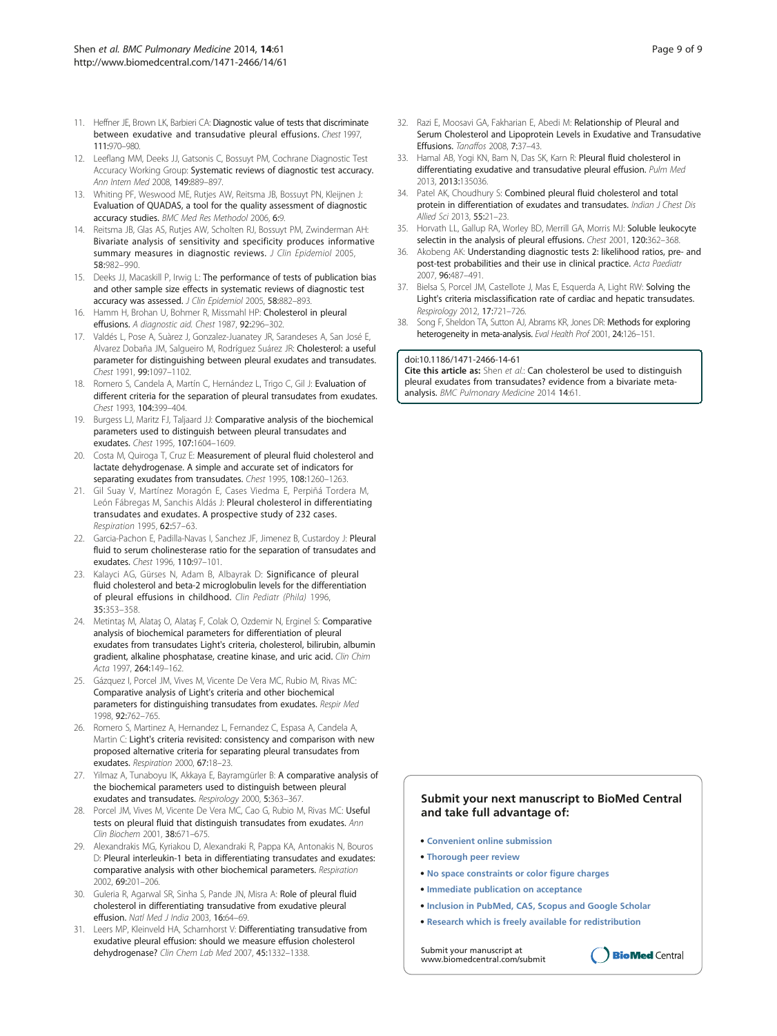11. Heffner JE, Brown LK, Barbieri CA: **Diagnostic value of tests that discriminate between exudative and transudative pleural effusions.** *Chest* 1997, **111**:970–980.
12. Leeflang MM, Deeks JJ, Gatsonis C, Bossuyt PM, Cochrane Diagnostic Test Accuracy Working Group: **Systematic reviews of diagnostic test accuracy.** *Ann Intern Med* 2008, **149**:889–897.
13. Whiting PF, Weswood ME, Rutjes AW, Reitsma JB, Bossuyt PN, Kleijnen J: **Evaluation of QUADAS, a tool for the quality assessment of diagnostic accuracy studies.** *BMC Med Res Methodol* 2006, **6**:9.
14. Reitsma JB, Glas AS, Rutjes AW, Scholten RJ, Bossuyt PM, Zwinderman AH: **Bivariate analysis of sensitivity and specificity produces informative summary measures in diagnostic reviews.** *J Clin Epidemiol* 2005, **58**:982–990.
15. Deeks JJ, Macaskill P, Irwig L: **The performance of tests of publication bias and other sample size effects in systematic reviews of diagnostic test accuracy was assessed.** *J Clin Epidemiol* 2005, **58**:882–893.
16. Hamm H, Brohan U, Bohmer R, Missmahl HP: **Cholesterol in pleural effusions.** *A diagnostic aid. Chest* 1987, **92**:296–302.
17. Valdés L, Pose A, Suàrez J, Gonzalez-Juanatey JR, Sarandeses A, San José E, Alvarez Dobaña JM, Salgueiro M, Rodríguez Suárez JR: **Cholesterol: a useful parameter for distinguishing between pleural exudates and transudates.** *Chest* 1991, **99**:1097–1102.
18. Romero S, Candela A, Martín C, Hernández L, Trigo C, Gil J: **Evaluation of different criteria for the separation of pleural transudates from exudates.** *Chest* 1993, **104**:399–404.
19. Burgess LJ, Maritz FJ, Taljaard JJ: **Comparative analysis of the biochemical parameters used to distinguish between pleural transudates and exudates.** *Chest* 1995, **107**:1604–1609.
20. Costa M, Quiroga T, Cruz E: **Measurement of pleural fluid cholesterol and lactate dehydrogenase. A simple and accurate set of indicators for separating exudates from transudates.** *Chest* 1995, **108**:1260–1263.
21. Gil Suay V, Martínez Moragón E, Cases Viedma E, Perpiñá Tordera M, León Fábregas M, Sanchis Aldás J: **Pleural cholesterol in differentiating transudates and exudates. A prospective study of 232 cases.** *Respiration* 1995, **62**:57–63.
22. Garcia-Pachon E, Padilla-Navas I, Sanchez JF, Jimenez B, Custardoy J: **Pleural fluid to serum cholinesterase ratio for the separation of transudates and exudates.** *Chest* 1996, **110**:97–101.
23. Kalayci AG, Gürses N, Adam B, Albayrak D: **Significance of pleural fluid cholesterol and beta-2 microglobulin levels for the differentiation of pleural effusions in childhood.** *Clin Pediatr (Phila)* 1996, **35**:353–358.
24. Metintaş M, Alataş O, Alataş F, Colak O, Ozdemir N, Erginel S: **Comparative analysis of biochemical parameters for differentiation of pleural exudates from transudates Light's criteria, cholesterol, bilirubin, albumin gradient, alkaline phosphatase, creatine kinase, and uric acid.** *Clin Chim Acta* 1997, **264**:149–162.
25. Gázquez I, Porcel JM, Vives M, Vicente De Vera MC, Rubio M, Rivas MC: **Comparative analysis of Light's criteria and other biochemical parameters for distinguishing transudates from exudates.** *Respir Med* 1998, **92**:762–765.
26. Romero S, Martinez A, Hernandez L, Fernandez C, Espasa A, Candela A, Martin C: **Light's criteria revisited: consistency and comparison with new proposed alternative criteria for separating pleural transudates from exudates.** *Respiration* 2000, **67**:18–23.
27. Yilmaz A, Tunaboyu IK, Akkaya E, Bayramgürler B: **A comparative analysis of the biochemical parameters used to distinguish between pleural exudates and transudates.** *Respirology* 2000, **5**:363–367.
28. Porcel JM, Vives M, Vicente De Vera MC, Cao G, Rubio M, Rivas MC: **Useful tests on pleural fluid that distinguish transudates from exudates.** *Ann Clin Biochem* 2001, **38**:671–675.
29. Alexandrakis MG, Kyriakou D, Alexandraki R, Pappa KA, Antonakis N, Bouros D: **Pleural interleukin-1 beta in differentiating transudates and exudates: comparative analysis with other biochemical parameters.** *Respiration* 2002, **69**:201–206.
30. Guleria R, Agarwal SR, Sinha S, Pande JN, Misra A: **Role of pleural fluid cholesterol in differentiating transudative from exudative pleural effusion.** *Natl Med J India* 2003, **16**:64–69.
31. Leers MP, Kleinveld HA, Scharnhorst V: **Differentiating transudative from exudative pleural effusion: should we measure effusion cholesterol dehydrogenase?** *Clin Chem Lab Med* 2007, **45**:1332–1338.
32. Razi E, Moosavi GA, Fakharian E, Abedi M: **Relationship of Pleural and Serum Cholesterol and Lipoprotein Levels in Exudative and Transudative Effusions.** *Tanaffos* 2008, **7**:37–43.
33. Hamal AB, Yogi KN, Bam N, Das SK, Karn R: **Pleural fluid cholesterol in differentiating exudative and transudative pleural effusion.** *Pulm Med* 2013, **2013**:135036.
34. Patel AK, Choudhury S: **Combined pleural fluid cholesterol and total protein in differentiation of exudates and transudates.** *Indian J Chest Dis Allied Sci* 2013, **55**:21–23.
35. Horvath LL, Gallup RA, Worley BD, Merrill GA, Morris MJ: **Soluble leukocyte selectin in the analysis of pleural effusions.** *Chest* 2001, **120**:362–368.
36. Akobeng AK: **Understanding diagnostic tests 2: likelihood ratios, pre- and post-test probabilities and their use in clinical practice.** *Acta Paediatr* 2007, **96**:487–491.
37. Bielsa S, Porcel JM, Castellote J, Mas E, Esquerda A, Light RW: **Solving the Light's criteria misclassification rate of cardiac and hepatic transudates.** *Respirology* 2012, **17**:721–726.
38. Song F, Sheldon TA, Sutton AJ, Abrams KR, Jones DR: **Methods for exploring heterogeneity in meta-analysis.** *Eval Health Prof* 2001, **24**:126–151.

doi:10.1186/1471-2466-14-61

**Cite this article as:** Shen *et al.*: Can cholesterol be used to distinguish pleural exudates from transudates? evidence from a bivariate meta-analysis. *BMC Pulmonary Medicine* 2014 **14**:61.

**Submit your next manuscript to BioMed Central and take full advantage of:**

- **Convenient online submission**
- **Thorough peer review**
- **No space constraints or color figure charges**
- **Immediate publication on acceptance**
- **Inclusion in PubMed, CAS, Scopus and Google Scholar**
- **Research which is freely available for redistribution**

Submit your manuscript at
www.biomedcentral.com/submit

BioMed Central